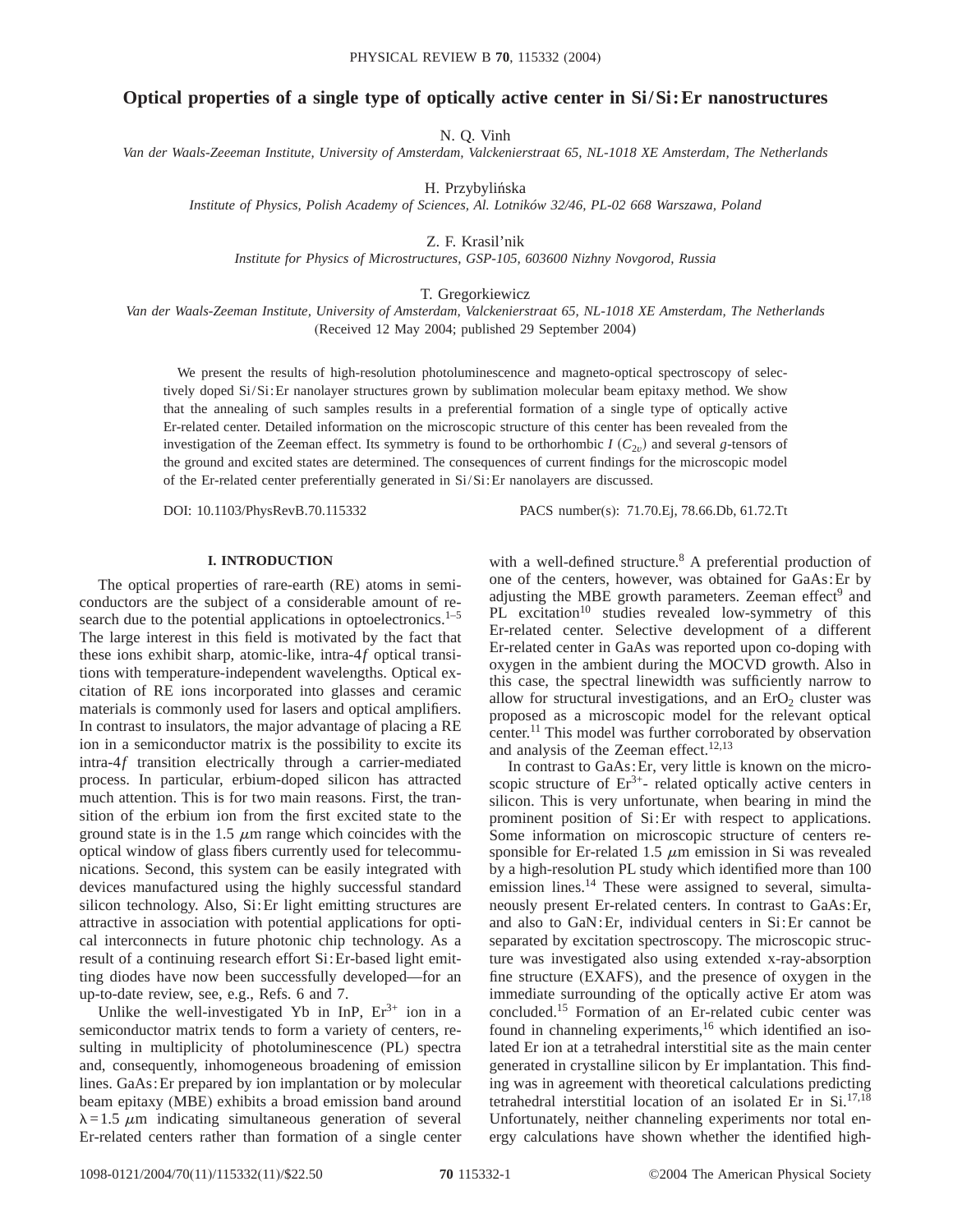# Optical properties of a single type of optically active center in Si/Si:Er nanostructures

N. Q. Vinh

*Van der Waals-Zeeeman Institute, University of Amsterdam, Valckenierstraat 65, NL-1018 XE Amsterdam, The Netherlands*

H. Przybylińska

*Institute of Physics, Polish Academy of Sciences, Al. Lotników 32/46, PL-02 668 Warszawa, Poland*

Z. F. Krasil'nik

*Institute for Physics of Microstructures, GSP-105, 603600 Nizhny Novgorod, Russia*

T. Gregorkiewicz

*Van der Waals-Zeeeman Institute, University of Amsterdam, Valckenierstraat 65, NL-1018 XE Amsterdam, The Netherlands*

(Received 12 May 2004; published 29 September 2004)

We present the results of high-resolution photoluminescence and magneto-optical spectroscopy of selectively doped Si/Si:Er nanolayer structures grown by sublimation molecular beam epitaxy method. We show that the annealing of such samples results in a preferential formation of a single type of optically active Er-related center. Detailed information on the microscopic structure of this center has been revealed from the investigation of the Zeeman effect. Its symmetry is found to be orthorhombic $I$ ($C_{2v}$) and several $g$-tensors of the ground and excited states are determined. The consequences of current findings for the microscopic model of the Er-related center preferentially generated in Si/Si:Er nanolayers are discussed.

DOI: 10.1103/PhysRevB.70.115332 PACS number(s): 71.70.Ej, 78.66.Db, 61.72.Tt

## I. INTRODUCTION

The optical properties of rare-earth (RE) atoms in semiconductors are the subject of a considerable amount of research due to the potential applications in optoelectronics.[1–5] The large interest in this field is motivated by the fact that these ions exhibit sharp, atomic-like, intra-$4f$ optical transitions with temperature-independent wavelengths. Optical excitation of RE ions incorporated into glasses and ceramic materials is commonly used for lasers and optical amplifiers. In contrast to insulators, the major advantage of placing a RE ion in a semiconductor matrix is the possibility to excite its intra-$4f$ transition electrically through a carrier-mediated process. In particular, erbium-doped silicon has attracted much attention. This is for two main reasons. First, the transition of the erbium ion from the first excited state to the ground state is in the 1.5 $\mu$m range which coincides with the optical window of glass fibers currently used for telecommunications. Second, this system can be easily integrated with devices manufactured using the highly successful standard silicon technology. Also, Si:Er light emitting structures are attractive in association with potential applications for optical interconnects in future photonic chip technology. As a result of a continuing research effort Si:Er-based light emitting diodes have now been successfully developed—for an up-to-date review, see, e.g., Refs. 6 and 7.

Unlike the well-investigated Yb in InP, $Er^{3+}$ ion in a semiconductor matrix tends to form a variety of centers, resulting in multiplicity of photoluminescence (PL) spectra and, consequently, inhomogeneous broadening of emission lines. GaAs:Er prepared by ion implantation or by molecular beam epitaxy (MBE) exhibits a broad emission band around $\lambda = 1.5$ $\mu$m indicating simultaneous generation of several Er-related centers rather than formation of a single center with a well-defined structure.[8] A preferential production of one of the centers, however, was obtained for GaAs:Er by adjusting the MBE growth parameters. Zeeman effect[9] and PL excitation[10] studies revealed low-symmetry of this Er-related center. Selective development of a different Er-related center in GaAs was reported upon co-doping with oxygen in the ambient during the MOCVD growth. Also in this case, the spectral linewidth was sufficiently narrow to allow for structural investigations, and an $ErO_2$ cluster was proposed as a microscopic model for the relevant optical center.[11] This model was further corroborated by observation and analysis of the Zeeman effect.[12,13]

In contrast to GaAs:Er, very little is known on the microscopic structure of $Er^{3+}$- related optically active centers in silicon. This is very unfortunate, when bearing in mind the prominent position of Si:Er with respect to applications. Some information on microscopic structure of centers responsible for Er-related 1.5 $\mu$m emission in Si was revealed by a high-resolution PL study which identified more than 100 emission lines.[14] These were assigned to several, simultaneously present Er-related centers. In contrast to GaAs:Er, and also to GaN:Er, individual centers in Si:Er cannot be separated by excitation spectroscopy. The microscopic structure was investigated also using extended x-ray-absorption fine structure (EXAFS), and the presence of oxygen in the immediate surrounding of the optically active Er atom was concluded.[15] Formation of an Er-related cubic center was found in channeling experiments,[16] which identified an isolated Er ion at a tetrahedral interstitial site as the main center generated in crystalline silicon by Er implantation. This finding was in agreement with theoretical calculations predicting tetrahedral interstitial location of an isolated Er in Si.[17,18] Unfortunately, neither channeling experiments nor total energy calculations have shown whether the identified high-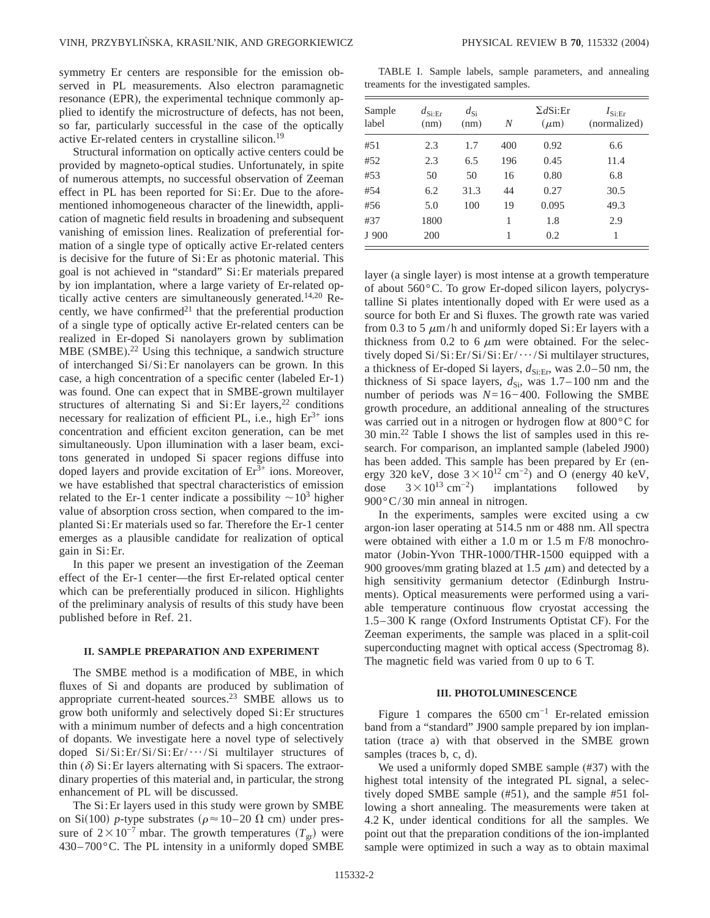symmetry Er centers are responsible for the emission observed in PL measurements. Also electron paramagnetic resonance (EPR), the experimental technique commonly applied to identify the microstructure of defects, has not been, so far, particularly successful in the case of the optically active Er-related centers in crystalline silicon.[19]

Structural information on optically active centers could be provided by magneto-optical studies. Unfortunately, in spite of numerous attempts, no successful observation of Zeeman effect in PL has been reported for Si:Er. Due to the aforementioned inhomogeneous character of the linewidth, application of magnetic field results in broadening and subsequent vanishing of emission lines. Realization of preferential formation of a single type of optically active Er-related centers is decisive for the future of Si:Er as photonic material. This goal is not achieved in "standard" Si:Er materials prepared by ion implantation, where a large variety of Er-related optically active centers are simultaneously generated.[14,20] Recently, we have confirmed[21] that the preferential production of a single type of optically active Er-related centers can be realized in Er-doped Si nanolayers grown by sublimation MBE (SMBE).[22] Using this technique, a sandwich structure of interchanged Si/Si:Er nanolayers can be grown. In this case, a high concentration of a specific center (labeled Er-1) was found. One can expect that in SMBE-grown multilayer structures of alternating Si and Si:Er layers,[22] conditions necessary for realization of efficient PL, i.e., high $Er^{3+}$ ions concentration and efficient exciton generation, can be met simultaneously. Upon illumination with a laser beam, excitons generated in undoped Si spacer regions diffuse into doped layers and provide excitation of $Er^{3+}$ ions. Moreover, we have established that spectral characteristics of emission related to the Er-1 center indicate a possibility $\sim 10^3$ higher value of absorption cross section, when compared to the implanted Si:Er materials used so far. Therefore the Er-1 center emerges as a plausible candidate for realization of optical gain in Si:Er.

In this paper we present an investigation of the Zeeman effect of the Er-1 center—the first Er-related optical center which can be preferentially produced in silicon. Highlights of the preliminary analysis of results of this study have been published before in Ref. 21.

## II. SAMPLE PREPARATION AND EXPERIMENT

The SMBE method is a modification of MBE, in which fluxes of Si and dopants are produced by sublimation of appropriate current-heated sources.[23] SMBE allows us to grow both uniformly and selectively doped Si:Er structures with a minimum number of defects and a high concentration of dopants. We investigate here a novel type of selectively doped Si/Si:Er/Si/Si:Er/⋯/Si multilayer structures of thin ($\delta$) Si:Er layers alternating with Si spacers. The extraordinary properties of this material and, in particular, the strong enhancement of PL will be discussed.

The Si:Er layers used in this study were grown by SMBE on Si(100) *p*-type substrates ($\rho \approx 10$–$20\ \Omega$ cm) under pressure of $2\times10^{-7}$ mbar. The growth temperatures ($T_{gr}$) were 430–700 °C. The PL intensity in a uniformly doped SMBE layer (a single layer) is most intense at a growth temperature of about 560 °C. To grow Er-doped silicon layers, polycrystalline Si plates intentionally doped with Er were used as a source for both Er and Si fluxes. The growth rate was varied from 0.3 to 5 μm/h and uniformly doped Si:Er layers with a thickness from 0.2 to 6 μm were obtained. For the selectively doped Si/Si:Er/Si/Si:Er/⋯/Si multilayer structures, a thickness of Er-doped Si layers, $d_{Si:Er}$, was 2.0–50 nm, the thickness of Si space layers, $d_{Si}$, was 1.7–100 nm and the number of periods was $N=16-400$. Following the SMBE growth procedure, an additional annealing of the structures was carried out in a nitrogen or hydrogen flow at 800 °C for 30 min.[22] Table I shows the list of samples used in this research. For comparison, an implanted sample (labeled J900) has been added. This sample has been prepared by Er (energy 320 keV, dose $3\times10^{12}$ cm$^{-2}$) and O (energy 40 keV, dose $3\times10^{13}$ cm$^{-2}$) implantations followed by 900 °C/30 min anneal in nitrogen.

TABLE I. Sample labels, sample parameters, and annealing treaments for the investigated samples.

| Sample label | $d_{Si:Er}$ (nm) | $d_{Si}$ (nm) | $N$ | $\Sigma d$Si:Er (μm) | $I_{Si:Er}$ (normalized) |
|---|---|---|---|---|---|
| #51 | 2.3 | 1.7 | 400 | 0.92 | 6.6 |
| #52 | 2.3 | 6.5 | 196 | 0.45 | 11.4 |
| #53 | 50 | 50 | 16 | 0.80 | 6.8 |
| #54 | 6.2 | 31.3 | 44 | 0.27 | 30.5 |
| #56 | 5.0 | 100 | 19 | 0.095 | 49.3 |
| #37 | 1800 | | 1 | 1.8 | 2.9 |
| J 900 | 200 | | 1 | 0.2 | 1 |

In the experiments, samples were excited using a cw argon-ion laser operating at 514.5 nm or 488 nm. All spectra were obtained with either a 1.0 m or 1.5 m F/8 monochromator (Jobin-Yvon THR-1000/THR-1500 equipped with a 900 grooves/mm grating blazed at 1.5 μm) and detected by a high sensitivity germanium detector (Edinburgh Instruments). Optical measurements were performed using a variable temperature continuous flow cryostat accessing the 1.5–300 K range (Oxford Instruments Optistat CF). For the Zeeman experiments, the sample was placed in a split-coil superconducting magnet with optical access (Spectromag 8). The magnetic field was varied from 0 up to 6 T.

## III. PHOTOLUMINESCENCE

Figure 1 compares the 6500 cm$^{-1}$ Er-related emission band from a "standard" J900 sample prepared by ion implantation (trace a) with that observed in the SMBE grown samples (traces b, c, d).

We used a uniformly doped SMBE sample (#37) with the highest total intensity of the integrated PL signal, a selectively doped SMBE sample (#51), and the sample #51 following a short annealing. The measurements were taken at 4.2 K, under identical conditions for all the samples. We point out that the preparation conditions of the ion-implanted sample were optimized in such a way as to obtain maximal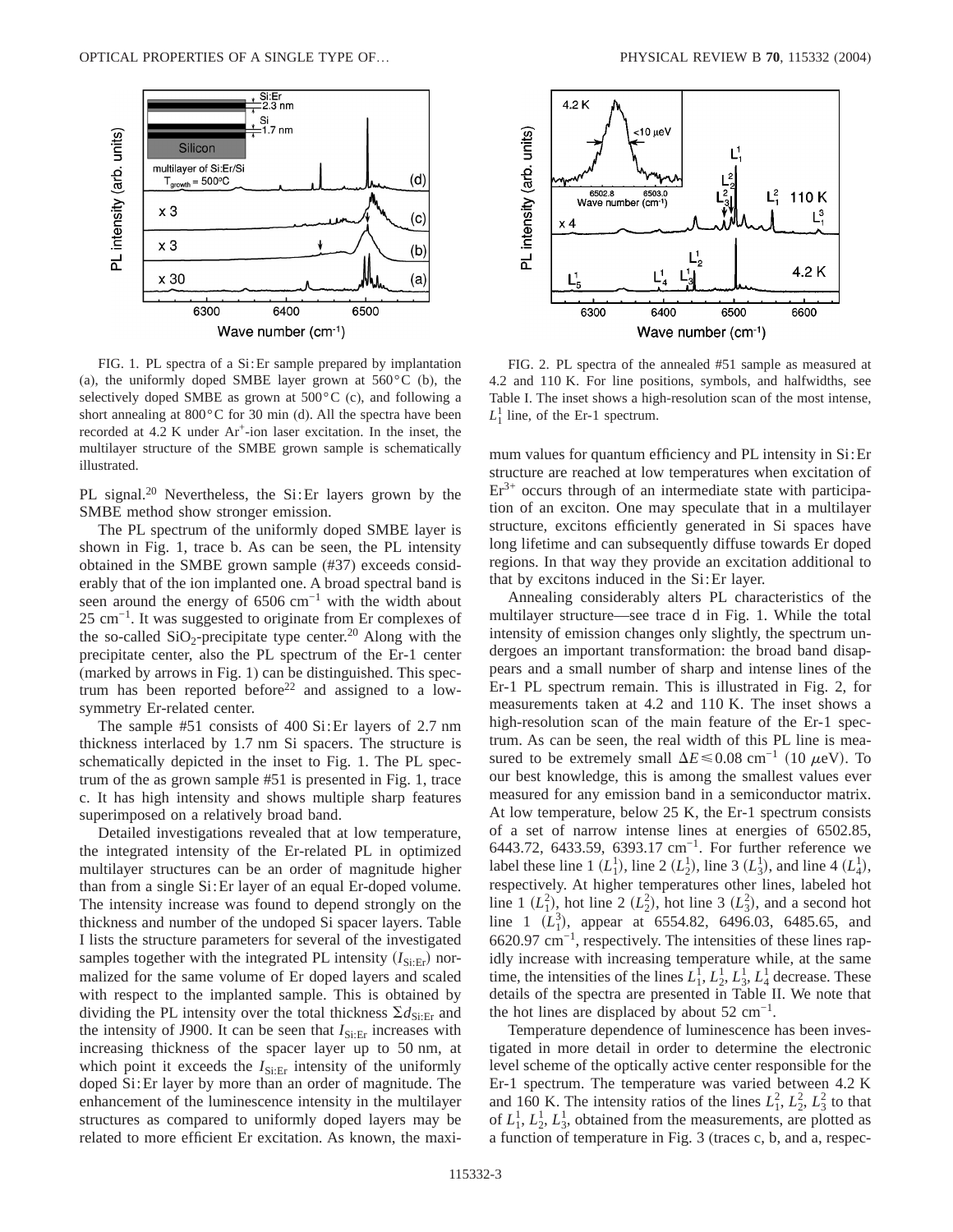FIG. 1. PL spectra of a Si:Er sample prepared by implantation (a), the uniformly doped SMBE layer grown at 560°C (b), the selectively doped SMBE as grown at 500°C (c), and following a short annealing at 800°C for 30 min (d). All the spectra have been recorded at 4.2 K under $Ar^+$-ion laser excitation. In the inset, the multilayer structure of the SMBE grown sample is schematically illustrated.

FIG. 2. PL spectra of the annealed #51 sample as measured at 4.2 and 110 K. For line positions, symbols, and halfwidths, see Table I. The inset shows a high-resolution scan of the most intense, $L_1^1$ line, of the Er-1 spectrum.

PL signal.[20] Nevertheless, the Si:Er layers grown by the SMBE method show stronger emission.

The PL spectrum of the uniformly doped SMBE layer is shown in Fig. 1, trace b. As can be seen, the PL intensity obtained in the SMBE grown sample (#37) exceeds considerably that of the ion implanted one. A broad spectral band is seen around the energy of 6506 $cm^{-1}$ with the width about 25 $cm^{-1}$. It was suggested to originate from Er complexes of the so-called $SiO_2$-precipitate type center.[20] Along with the precipitate center, also the PL spectrum of the Er-1 center (marked by arrows in Fig. 1) can be distinguished. This spectrum has been reported before[22] and assigned to a low-symmetry Er-related center.

The sample #51 consists of 400 Si:Er layers of 2.7 nm thickness interlaced by 1.7 nm Si spacers. The structure is schematically depicted in the inset to Fig. 1. The PL spectrum of the as grown sample #51 is presented in Fig. 1, trace c. It has high intensity and shows multiple sharp features superimposed on a relatively broad band.

Detailed investigations revealed that at low temperature, the integrated intensity of the Er-related PL in optimized multilayer structures can be an order of magnitude higher than from a single Si:Er layer of an equal Er-doped volume. The intensity increase was found to depend strongly on the thickness and number of the undoped Si spacer layers. Table I lists the structure parameters for several of the investigated samples together with the integrated PL intensity ($I_{\mathrm{Si:Er}}$) normalized for the same volume of Er doped layers and scaled with respect to the implanted sample. This is obtained by dividing the PL intensity over the total thickness $\Sigma d_{\mathrm{Si:Er}}$ and the intensity of J900. It can be seen that $I_{\mathrm{Si:Er}}$ increases with increasing thickness of the spacer layer up to 50 nm, at which point it exceeds the $I_{\mathrm{Si:Er}}$ intensity of the uniformly doped Si:Er layer by more than an order of magnitude. The enhancement of the luminescence intensity in the multilayer structures as compared to uniformly doped layers may be related to more efficient Er excitation. As known, the maximum values for quantum efficiency and PL intensity in Si:Er structure are reached at low temperatures when excitation of $Er^{3+}$ occurs through of an intermediate state with participation of an exciton. One may speculate that in a multilayer structure, excitons efficiently generated in Si spaces have long lifetime and can subsequently diffuse towards Er doped regions. In that way they provide an excitation additional to that by excitons induced in the Si:Er layer.

Annealing considerably alters PL characteristics of the multilayer structure—see trace d in Fig. 1. While the total intensity of emission changes only slightly, the spectrum undergoes an important transformation: the broad band disappears and a small number of sharp and intense lines of the Er-1 PL spectrum remain. This is illustrated in Fig. 2, for measurements taken at 4.2 and 110 K. The inset shows a high-resolution scan of the main feature of the Er-1 spectrum. As can be seen, the real width of this PL line is measured to be extremely small $\Delta E \leqslant 0.08$ $cm^{-1}$ (10 $\mu$eV). To our best knowledge, this is among the smallest values ever measured for any emission band in a semiconductor matrix. At low temperature, below 25 K, the Er-1 spectrum consists of a set of narrow intense lines at energies of 6502.85, 6443.72, 6433.59, 6393.17 $cm^{-1}$. For further reference we label these line 1 ($L_1^1$), line 2 ($L_2^1$), line 3 ($L_3^1$), and line 4 ($L_4^1$), respectively. At higher temperatures other lines, labeled hot line 1 ($L_1^2$), hot line 2 ($L_2^2$), hot line 3 ($L_3^2$), and a second hot line 1 ($L_1^3$), appear at 6554.82, 6496.03, 6485.65, and 6620.97 $cm^{-1}$, respectively. The intensities of these lines rapidly increase with increasing temperature while, at the same time, the intensities of the lines $L_1^1$, $L_2^1$, $L_3^1$, $L_4^1$ decrease. These details of the spectra are presented in Table II. We note that the hot lines are displaced by about 52 $cm^{-1}$.

Temperature dependence of luminescence has been investigated in more detail in order to determine the electronic level scheme of the optically active center responsible for the Er-1 spectrum. The temperature was varied between 4.2 K and 160 K. The intensity ratios of the lines $L_1^2$, $L_2^2$, $L_3^2$ to that of $L_1^1$, $L_2^1$, $L_3^1$, obtained from the measurements, are plotted as a function of temperature in Fig. 3 (traces c, b, and a, respec-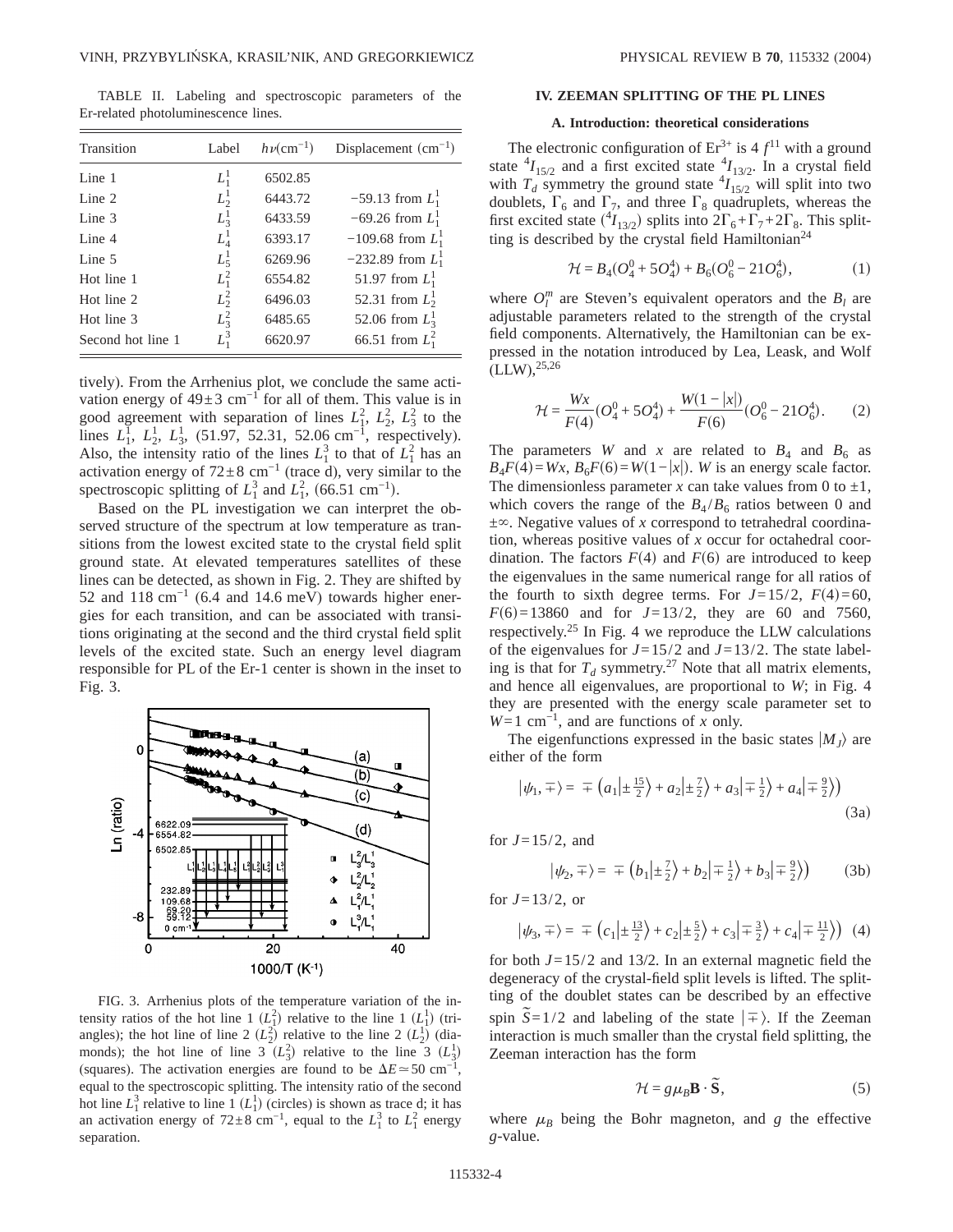TABLE II. Labeling and spectroscopic parameters of the Er-related photoluminescence lines.

| Transition | Label | $h\nu(\mathrm{cm}^{-1})$ | Displacement $(\mathrm{cm}^{-1})$ |
|---|---|---|---|
| Line 1 | $L_1^1$ | 6502.85 | |
| Line 2 | $L_2^1$ | 6443.72 | $-59.13$ from $L_1^1$ |
| Line 3 | $L_3^1$ | 6433.59 | $-69.26$ from $L_1^1$ |
| Line 4 | $L_4^1$ | 6393.17 | $-109.68$ from $L_1^1$ |
| Line 5 | $L_5^1$ | 6269.96 | $-232.89$ from $L_1^1$ |
| Hot line 1 | $L_1^2$ | 6554.82 | 51.97 from $L_1^1$ |
| Hot line 2 | $L_2^2$ | 6496.03 | 52.31 from $L_2^1$ |
| Hot line 3 | $L_3^2$ | 6485.65 | 52.06 from $L_3^1$ |
| Second hot line 1 | $L_1^3$ | 6620.97 | 66.51 from $L_1^2$ |

tively). From the Arrhenius plot, we conclude the same activation energy of $49\pm3\ \mathrm{cm}^{-1}$ for all of them. This value is in good agreement with separation of lines $L_1^2$, $L_2^2$, $L_3^2$ to the lines $L_1^1$, $L_2^1$, $L_3^1$, (51.97, 52.31, 52.06 $\mathrm{cm}^{-1}$, respectively). Also, the intensity ratio of the lines $L_1^3$ to that of $L_1^2$ has an activation energy of $72\pm8\ \mathrm{cm}^{-1}$ (trace d), very similar to the spectroscopic splitting of $L_1^3$ and $L_1^2$, (66.51 $\mathrm{cm}^{-1}$).

Based on the PL investigation we can interpret the observed structure of the spectrum at low temperature as transitions from the lowest excited state to the crystal field split ground state. At elevated temperatures satellites of these lines can be detected, as shown in Fig. 2. They are shifted by 52 and 118 $\mathrm{cm}^{-1}$ (6.4 and 14.6 meV) towards higher energies for each transition, and can be associated with transitions originating at the second and the third crystal field split levels of the excited state. Such an energy level diagram responsible for PL of the Er-1 center is shown in the inset to Fig. 3.

FIG. 3. Arrhenius plots of the temperature variation of the intensity ratios of the hot line 1 ($L_1^2$) relative to the line 1 ($L_1^1$) (triangles); the hot line of line 2 ($L_2^2$) relative to the line 2 ($L_2^1$) (diamonds); the hot line of line 3 ($L_3^2$) relative to the line 3 ($L_3^1$) (squares). The activation energies are found to be $\Delta E \simeq 50\ \mathrm{cm}^{-1}$, equal to the spectroscopic splitting. The intensity ratio of the second hot line $L_1^3$ relative to line 1 ($L_1^1$) (circles) is shown as trace d; it has an activation energy of $72\pm8\ \mathrm{cm}^{-1}$, equal to the $L_1^3$ to $L_1^2$ energy separation.

## IV. ZEEMAN SPLITTING OF THE PL LINES

### A. Introduction: theoretical considerations

The electronic configuration of $Er^{3+}$ is $4f^{11}$ with a ground state $^4I_{15/2}$ and a first excited state $^4I_{13/2}$. In a crystal field with $T_d$ symmetry the ground state $^4I_{15/2}$ will split into two doublets, $\Gamma_6$ and $\Gamma_7$, and three $\Gamma_8$ quadruplets, whereas the first excited state ($^4I_{13/2}$) splits into $2\Gamma_6+\Gamma_7+2\Gamma_8$. This splitting is described by the crystal field Hamiltonian[24]

$$\mathcal{H} = B_4(O_4^0 + 5O_4^4) + B_6(O_6^0 - 21O_6^4), \tag{1}$$

where $O_l^m$ are Steven's equivalent operators and the $B_l$ are adjustable parameters related to the strength of the crystal field components. Alternatively, the Hamiltonian can be expressed in the notation introduced by Lea, Leask, and Wolf (LLW),[25,26]

$$\mathcal{H} = \frac{Wx}{F(4)}(O_4^0 + 5O_4^4) + \frac{W(1-|x|)}{F(6)}(O_6^0 - 21O_6^4). \tag{2}$$

The parameters $W$ and $x$ are related to $B_4$ and $B_6$ as $B_4F(4)=Wx$, $B_6F(6)=W(1-|x|)$. $W$ is an energy scale factor. The dimensionless parameter $x$ can take values from 0 to $\pm1$, which covers the range of the $B_4/B_6$ ratios between 0 and $\pm\infty$. Negative values of $x$ correspond to tetrahedral coordination, whereas positive values of $x$ occur for octahedral coordination. The factors $F(4)$ and $F(6)$ are introduced to keep the eigenvalues in the same numerical range for all ratios of the fourth to sixth degree terms. For $J=15/2$, $F(4)=60$, $F(6)=13860$ and for $J=13/2$, they are 60 and 7560, respectively.[25] In Fig. 4 we reproduce the LLW calculations of the eigenvalues for $J=15/2$ and $J=13/2$. The state labeling is that for $T_d$ symmetry.[27] Note that all matrix elements, and hence all eigenvalues, are proportional to $W$; in Fig. 4 they are presented with the energy scale parameter set to $W=1\ \mathrm{cm}^{-1}$, and are functions of $x$ only.

The eigenfunctions expressed in the basic states $|M_J\rangle$ are either of the form

$$|\psi_1,\mp\rangle = \mp\left(a_1\left|\pm\tfrac{15}{2}\right\rangle + a_2\left|\pm\tfrac{7}{2}\right\rangle + a_3\left|\mp\tfrac{1}{2}\right\rangle + a_4\left|\mp\tfrac{9}{2}\right\rangle\right) \tag{3a}$$

for $J=15/2$, and

$$|\psi_2,\mp\rangle = \mp\left(b_1\left|\pm\tfrac{7}{2}\right\rangle + b_2\left|\mp\tfrac{1}{2}\right\rangle + b_3\left|\mp\tfrac{9}{2}\right\rangle\right) \tag{3b}$$

for $J=13/2$, or

$$|\psi_3,\mp\rangle = \mp\left(c_1\left|\pm\tfrac{13}{2}\right\rangle + c_2\left|\pm\tfrac{5}{2}\right\rangle + c_3\left|\mp\tfrac{3}{2}\right\rangle + c_4\left|\mp\tfrac{11}{2}\right\rangle\right) \tag{4}$$

for both $J=15/2$ and 13/2. In an external magnetic field the degeneracy of the crystal-field split levels is lifted. The splitting of the doublet states can be described by an effective spin $\tilde{S}=1/2$ and labeling of the state $|\mp\rangle$. If the Zeeman interaction is much smaller than the crystal field splitting, the Zeeman interaction has the form

$$\mathcal{H} = g\mu_B\mathbf{B}\cdot\tilde{\mathbf{S}}, \tag{5}$$

where $\mu_B$ being the Bohr magneton, and $g$ the effective $g$-value.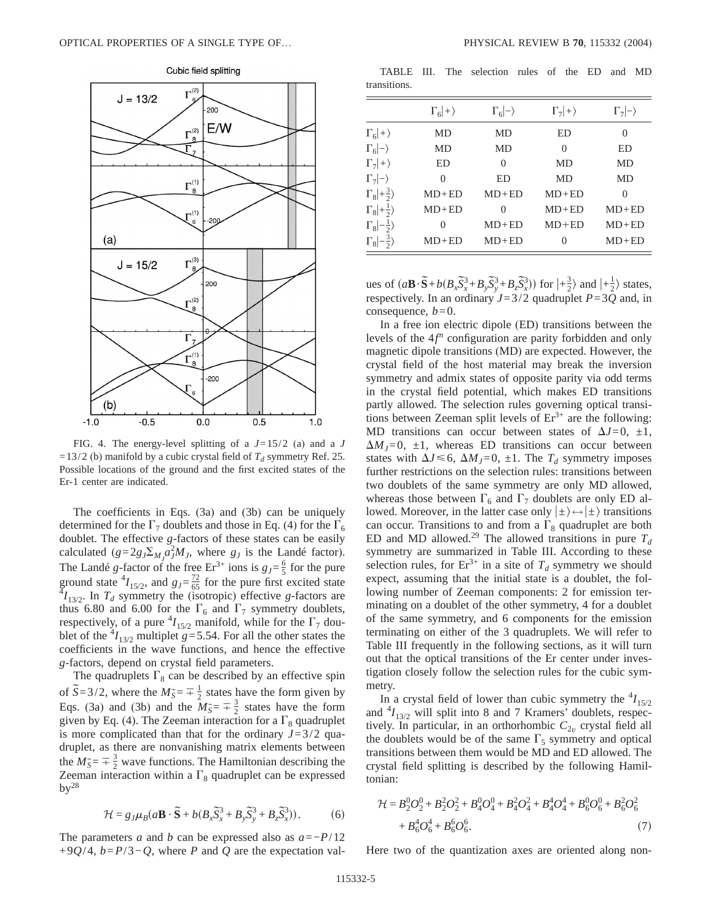FIG. 4. The energy-level splitting of a $J=15/2$ (a) and a $J=13/2$ (b) manifold by a cubic crystal field of $T_d$ symmetry Ref. 25. Possible locations of the ground and the first excited states of the Er-1 center are indicated.

The coefficients in Eqs. (3a) and (3b) can be uniquely determined for the $\Gamma_7$ doublets and those in Eq. (4) for the $\Gamma_6$ doublet. The effective $g$-factors of these states can be easily calculated ($g=2g_J\Sigma_{M_J}a_J^2M_J$, where $g_J$ is the Landé factor). The Landé $g$-factor of the free $Er^{3+}$ ions is $g_J=\frac{6}{5}$ for the pure ground state $^4I_{15/2}$, and $g_J=\frac{72}{65}$ for the pure first excited state $^4I_{13/2}$. In $T_d$ symmetry the (isotropic) effective $g$-factors are thus 6.80 and 6.00 for the $\Gamma_6$ and $\Gamma_7$ symmetry doublets, respectively, of a pure $^4I_{15/2}$ manifold, while for the $\Gamma_7$ doublet of the $^4I_{13/2}$ multiplet $g=5.54$. For all the other states the coefficients in the wave functions, and hence the effective $g$-factors, depend on crystal field parameters.

The quadruplets $\Gamma_8$ can be described by an effective spin of $\tilde{S}=3/2$, where the $M_{\tilde{S}}=\mp\frac{1}{2}$ states have the form given by Eqs. (3a) and (3b) and the $M_{\tilde{S}}=\mp\frac{3}{2}$ states have the form given by Eq. (4). The Zeeman interaction for a $\Gamma_8$ quadruplet is more complicated than that for the ordinary $J=3/2$ quadruplet, as there are nonvanishing matrix elements between the $M_{\tilde{S}}=\mp\frac{3}{2}$ wave functions. The Hamiltonian describing the Zeeman interaction within a $\Gamma_8$ quadruplet can be expressed by[28]

$$\mathcal{H}=g_J\mu_B(a\mathbf{B}\cdot\tilde{\mathbf{S}}+b(B_x\tilde{S}_x^3+B_y\tilde{S}_y^3+B_z\tilde{S}_x^3)). \qquad (6)$$

The parameters $a$ and $b$ can be expressed also as $a=-P/12+9Q/4$, $b=P/3-Q$, where $P$ and $Q$ are the expectation values of $(a\mathbf{B}\cdot\tilde{\mathbf{S}}+b(B_x\tilde{S}_x^3+B_y\tilde{S}_y^3+B_z\tilde{S}_x^3))$ for $|+\frac{3}{2}\rangle$ and $|+\frac{1}{2}\rangle$ states, respectively. In an ordinary $J=3/2$ quadruplet $P=3Q$ and, in consequence, $b=0$.

TABLE III. The selection rules of the ED and MD transitions.

| | $\Gamma_6\|+\rangle$ | $\Gamma_6\|-\rangle$ | $\Gamma_7\|+\rangle$ | $\Gamma_7\|-\rangle$ |
|---|---|---|---|---|
| $\Gamma_6\|+\rangle$ | MD | MD | ED | 0 |
| $\Gamma_6\|-\rangle$ | MD | MD | 0 | ED |
| $\Gamma_7\|+\rangle$ | ED | 0 | MD | MD |
| $\Gamma_7\|-\rangle$ | 0 | ED | MD | MD |
| $\Gamma_8\|+\frac{3}{2}\rangle$ | MD+ED | MD+ED | MD+ED | 0 |
| $\Gamma_8\|+\frac{1}{2}\rangle$ | MD+ED | 0 | MD+ED | MD+ED |
| $\Gamma_8\|-\frac{1}{2}\rangle$ | 0 | MD+ED | MD+ED | MD+ED |
| $\Gamma_8\|-\frac{3}{2}\rangle$ | MD+ED | MD+ED | 0 | MD+ED |

In a free ion electric dipole (ED) transitions between the levels of the $4f^n$ configuration are parity forbidden and only magnetic dipole transitions (MD) are expected. However, the crystal field of the host material may break the inversion symmetry and admix states of opposite parity via odd terms in the crystal field potential, which makes ED transitions partly allowed. The selection rules governing optical transitions between Zeeman split levels of $Er^{3+}$ are the following: MD transitions can occur between states of $\Delta J=0, \pm1$, $\Delta M_J=0, \pm1$, whereas ED transitions can occur between states with $\Delta J\leqslant 6$, $\Delta M_J=0, \pm1$. The $T_d$ symmetry imposes further restrictions on the selection rules: transitions between two doublets of the same symmetry are only MD allowed, whereas those between $\Gamma_6$ and $\Gamma_7$ doublets are only ED allowed. Moreover, in the latter case only $|\pm\rangle\leftrightarrow|\pm\rangle$ transitions can occur. Transitions to and from a $\Gamma_8$ quadruplet are both ED and MD allowed.[29] The allowed transitions in pure $T_d$ symmetry are summarized in Table III. According to these selection rules, for $Er^{3+}$ in a site of $T_d$ symmetry we should expect, assuming that the initial state is a doublet, the following number of Zeeman components: 2 for emission terminating on a doublet of the other symmetry, 4 for a doublet of the same symmetry, and 6 components for the emission terminating on either of the 3 quadruplets. We will refer to Table III frequently in the following sections, as it will turn out that the optical transitions of the Er center under investigation closely follow the selection rules for the cubic symmetry.

In a crystal field of lower than cubic symmetry the $^4I_{15/2}$ and $^4I_{13/2}$ will split into 8 and 7 Kramers' doublets, respectively. In particular, in an orthorhombic $C_{2v}$ crystal field all the doublets would be of the same $\Gamma_5$ symmetry and optical transitions between them would be MD and ED allowed. The crystal field splitting is described by the following Hamiltonian:

$$\mathcal{H}=B_2^0O_2^0+B_2^2O_2^2+B_4^0O_4^0+B_4^2O_4^2+B_4^4O_4^4+B_6^0O_6^0+B_6^2O_6^2+B_6^4O_6^4+B_6^6O_6^6. \qquad (7)$$

Here two of the quantization axes are oriented along non-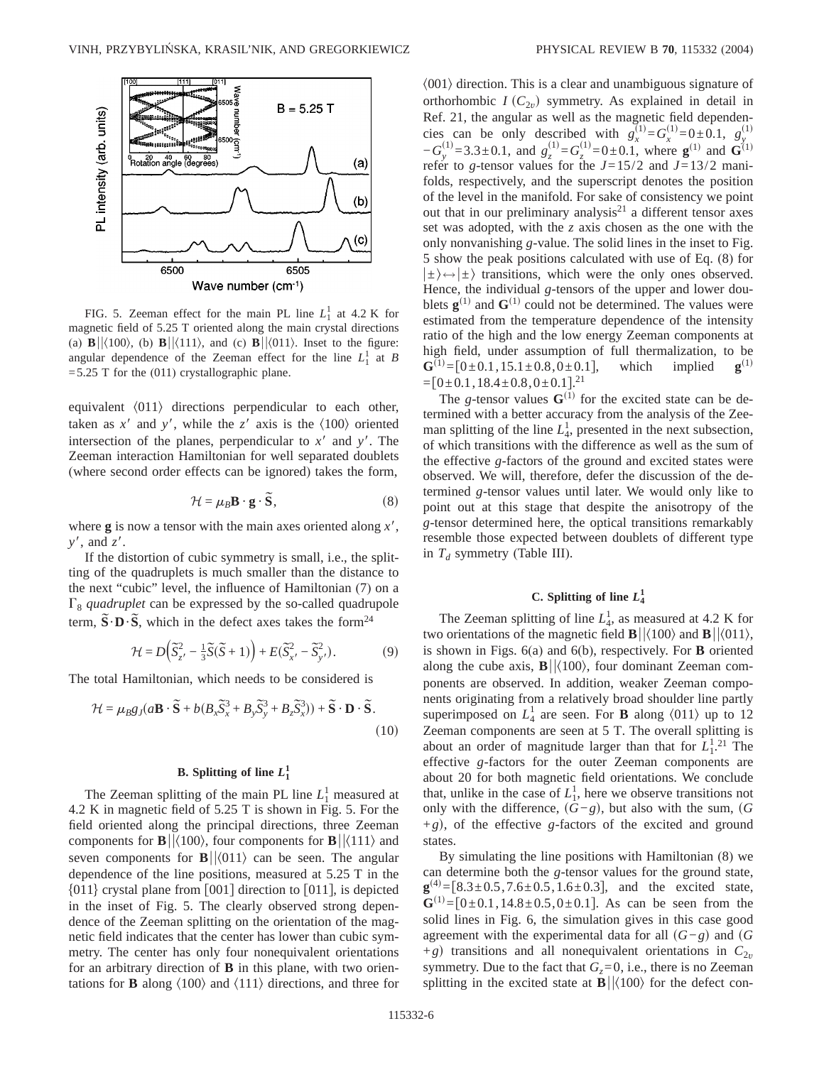FIG. 5. Zeeman effect for the main PL line $L_1^1$ at 4.2 K for magnetic field of 5.25 T oriented along the main crystal directions (a) $\mathbf{B}||\langle 100\rangle$, (b) $\mathbf{B}||\langle 111\rangle$, and (c) $\mathbf{B}||\langle 011\rangle$. Inset to the figure: angular dependence of the Zeeman effect for the line $L_1^1$ at $B = 5.25$ T for the (011) crystallographic plane.

equivalent $\langle 011\rangle$ directions perpendicular to each other, taken as $x'$ and $y'$, while the $z'$ axis is the $\langle 100\rangle$ oriented intersection of the planes, perpendicular to $x'$ and $y'$. The Zeeman interaction Hamiltonian for well separated doublets (where second order effects can be ignored) takes the form,

$$\mathcal{H} = \mu_B \mathbf{B} \cdot \mathbf{g} \cdot \widetilde{\mathbf{S}}, \tag{8}$$

where $\mathbf{g}$ is now a tensor with the main axes oriented along $x'$, $y'$, and $z'$.

If the distortion of cubic symmetry is small, i.e., the splitting of the quadruplets is much smaller than the distance to the next "cubic" level, the influence of Hamiltonian (7) on a $\Gamma_8$ *quadruplet* can be expressed by the so-called quadrupole term, $\widetilde{\mathbf{S}} \cdot \mathbf{D} \cdot \widetilde{\mathbf{S}}$, which in the defect axes takes the form[24]

$$\mathcal{H} = D\left(\widetilde{S}_{z'}^2 - \tfrac{1}{3}\widetilde{S}(\widetilde{S}+1)\right) + E(\widetilde{S}_{x'}^2 - \widetilde{S}_{y'}^2). \tag{9}$$

The total Hamiltonian, which needs to be considered is

$$\mathcal{H} = \mu_B g_J (a\mathbf{B} \cdot \widetilde{\mathbf{S}} + b(B_x \widetilde{S}_x^3 + B_y \widetilde{S}_y^3 + B_z \widetilde{S}_x^3)) + \widetilde{\mathbf{S}} \cdot \mathbf{D} \cdot \widetilde{\mathbf{S}}. \tag{10}$$

### B. Splitting of line $L_1^1$

The Zeeman splitting of the main PL line $L_1^1$ measured at 4.2 K in magnetic field of 5.25 T is shown in Fig. 5. For the field oriented along the principal directions, three Zeeman components for $\mathbf{B}||\langle 100\rangle$, four components for $\mathbf{B}||\langle 111\rangle$ and seven components for $\mathbf{B}||\langle 011\rangle$ can be seen. The angular dependence of the line positions, measured at 5.25 T in the {011} crystal plane from [001] direction to [011], is depicted in the inset of Fig. 5. The clearly observed strong dependence of the Zeeman splitting on the orientation of the magnetic field indicates that the center has lower than cubic symmetry. The center has only four nonequivalent orientations for an arbitrary direction of $\mathbf{B}$ in this plane, with two orientations for $\mathbf{B}$ along $\langle 100\rangle$ and $\langle 111\rangle$ directions, and three for $\langle 001\rangle$ direction. This is a clear and unambiguous signature of orthorhombic $I$ ($C_{2v}$) symmetry. As explained in detail in Ref. 21, the angular as well as the magnetic field dependencies can be only described with $g_x^{(1)} = G_x^{(1)} = 0 \pm 0.1$, $g_y^{(1)} - G_y^{(1)} = 3.3 \pm 0.1$, and $g_z^{(1)} = G_z^{(1)} = 0 \pm 0.1$, where $\mathbf{g}^{(1)}$ and $\mathbf{G}^{(1)}$ refer to $g$-tensor values for the $J=15/2$ and $J=13/2$ manifolds, respectively, and the superscript denotes the position of the level in the manifold. For sake of consistency we point out that in our preliminary analysis[21] a different tensor axes set was adopted, with the $z$ axis chosen as the one with the only nonvanishing $g$-value. The solid lines in the inset to Fig. 5 show the peak positions calculated with use of Eq. (8) for $|\pm\rangle \leftrightarrow |\pm\rangle$ transitions, which were the only ones observed. Hence, the individual $g$-tensors of the upper and lower doublets $\mathbf{g}^{(1)}$ and $\mathbf{G}^{(1)}$ could not be determined. The values were estimated from the temperature dependence of the intensity ratio of the high and the low energy Zeeman components at high field, under assumption of full thermalization, to be $\mathbf{G}^{(1)} = [0 \pm 0.1, 15.1 \pm 0.8, 0 \pm 0.1]$, which implied $\mathbf{g}^{(1)} = [0 \pm 0.1, 18.4 \pm 0.8, 0 \pm 0.1]$.[21]

The $g$-tensor values $\mathbf{G}^{(1)}$ for the excited state can be determined with a better accuracy from the analysis of the Zeeman splitting of the line $L_4^1$, presented in the next subsection, of which transitions with the difference as well as the sum of the effective $g$-factors of the ground and excited states were observed. We will, therefore, defer the discussion of the determined $g$-tensor values until later. We would only like to point out at this stage that despite the anisotropy of the $g$-tensor determined here, the optical transitions remarkably resemble those expected between doublets of different type in $T_d$ symmetry (Table III).

### C. Splitting of line $L_4^1$

The Zeeman splitting of line $L_4^1$, as measured at 4.2 K for two orientations of the magnetic field $\mathbf{B}||\langle 100\rangle$ and $\mathbf{B}||\langle 011\rangle$, is shown in Figs. 6(a) and 6(b), respectively. For $\mathbf{B}$ oriented along the cube axis, $\mathbf{B}||\langle 100\rangle$, four dominant Zeeman components are observed. In addition, weaker Zeeman components originating from a relatively broad shoulder line partly superimposed on $L_4^1$ are seen. For $\mathbf{B}$ along $\langle 011\rangle$ up to 12 Zeeman components are seen at 5 T. The overall splitting is about an order of magnitude larger than that for $L_1^1$.[21] The effective $g$-factors for the outer Zeeman components are about 20 for both magnetic field orientations. We conclude that, unlike in the case of $L_1^1$, here we observe transitions not only with the difference, $(G-g)$, but also with the sum, $(G+g)$, of the effective $g$-factors of the excited and ground states.

By simulating the line positions with Hamiltonian (8) we can determine both the $g$-tensor values for the ground state, $\mathbf{g}^{(4)} = [8.3 \pm 0.5, 7.6 \pm 0.5, 1.6 \pm 0.3]$, and the excited state, $\mathbf{G}^{(1)} = [0 \pm 0.1, 14.8 \pm 0.5, 0 \pm 0.1]$. As can be seen from the solid lines in Fig. 6, the simulation gives in this case good agreement with the experimental data for all $(G-g)$ and $(G+g)$ transitions and all nonequivalent orientations in $C_{2v}$ symmetry. Due to the fact that $G_z = 0$, i.e., there is no Zeeman splitting in the excited state at $\mathbf{B}||\langle 100\rangle$ for the defect con-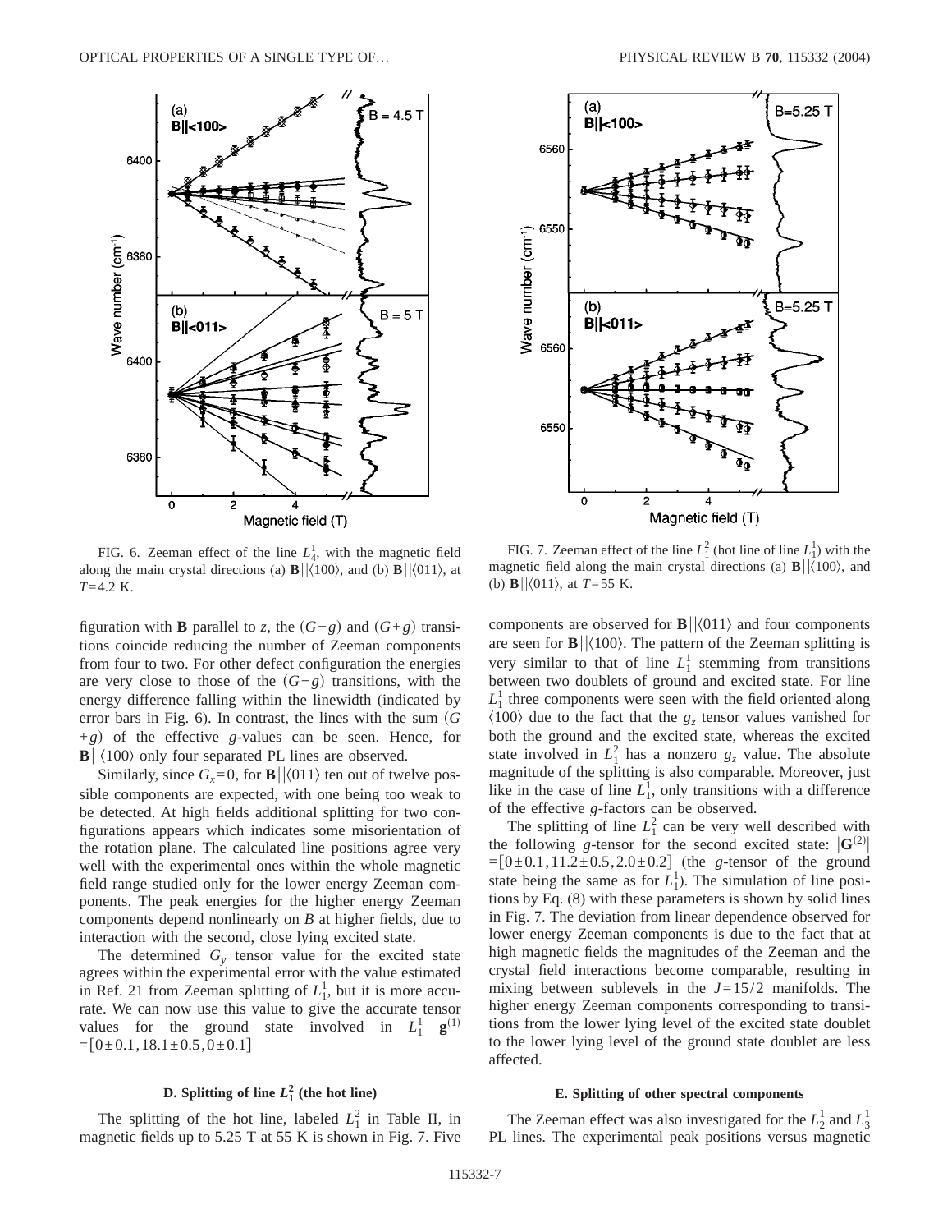FIG. 6. Zeeman effect of the line $L_4^1$, with the magnetic field along the main crystal directions (a) $\mathbf{B}||\langle 100\rangle$, and (b) $\mathbf{B}||\langle 011\rangle$, at $T=4.2$ K.

FIG. 7. Zeeman effect of the line $L_1^2$ (hot line of line $L_1^1$) with the magnetic field along the main crystal directions (a) $\mathbf{B}||\langle 100\rangle$, and (b) $\mathbf{B}||\langle 011\rangle$, at $T=55$ K.

figuration with **B** parallel to $z$, the $(G-g)$ and $(G+g)$ transitions coincide reducing the number of Zeeman components from four to two. For other defect configuration the energies are very close to those of the $(G-g)$ transitions, with the energy difference falling within the linewidth (indicated by error bars in Fig. 6). In contrast, the lines with the sum $(G+g)$ of the effective $g$-values can be seen. Hence, for $\mathbf{B}||\langle 100\rangle$ only four separated PL lines are observed.

Similarly, since $G_x=0$, for $\mathbf{B}||\langle 011\rangle$ ten out of twelve possible components are expected, with one being too weak to be detected. At high fields additional splitting for two configurations appears which indicates some misorientation of the rotation plane. The calculated line positions agree very well with the experimental ones within the whole magnetic field range studied only for the lower energy Zeeman components. The peak energies for the higher energy Zeeman components depend nonlinearly on $B$ at higher fields, due to interaction with the second, close lying excited state.

The determined $G_y$ tensor value for the excited state agrees within the experimental error with the value estimated in Ref. 21 from Zeeman splitting of $L_1^1$, but it is more accurate. We can now use this value to give the accurate tensor values for the ground state involved in $L_1^1$ $\mathbf{g}^{(1)}=[0\pm 0.1, 18.1\pm 0.5, 0\pm 0.1]$

### D. Splitting of line $L_1^2$ (the hot line)

The splitting of the hot line, labeled $L_1^2$ in Table II, in magnetic fields up to 5.25 T at 55 K is shown in Fig. 7. Five components are observed for $\mathbf{B}||\langle 011\rangle$ and four components are seen for $\mathbf{B}||\langle 100\rangle$. The pattern of the Zeeman splitting is very similar to that of line $L_1^1$ stemming from transitions between two doublets of ground and excited state. For line $L_1^1$ three components were seen with the field oriented along $\langle 100\rangle$ due to the fact that the $g_z$ tensor values vanished for both the ground and the excited state, whereas the excited state involved in $L_1^2$ has a nonzero $g_z$ value. The absolute magnitude of the splitting is also comparable. Moreover, just like in the case of line $L_1^1$, only transitions with a difference of the effective $g$-factors can be observed.

The splitting of line $L_1^2$ can be very well described with the following $g$-tensor for the second excited state: $|\mathbf{G}^{(2)}|=[0\pm 0.1, 11.2\pm 0.5, 2.0\pm 0.2]$ (the $g$-tensor of the ground state being the same as for $L_1^1$). The simulation of line positions by Eq. (8) with these parameters is shown by solid lines in Fig. 7. The deviation from linear dependence observed for lower energy Zeeman components is due to the fact that at high magnetic fields the magnitudes of the Zeeman and the crystal field interactions become comparable, resulting in mixing between sublevels in the $J=15/2$ manifolds. The higher energy Zeeman components corresponding to transitions from the lower lying level of the excited state doublet to the lower lying level of the ground state doublet are less affected.

### E. Splitting of other spectral components

The Zeeman effect was also investigated for the $L_2^1$ and $L_3^1$ PL lines. The experimental peak positions versus magnetic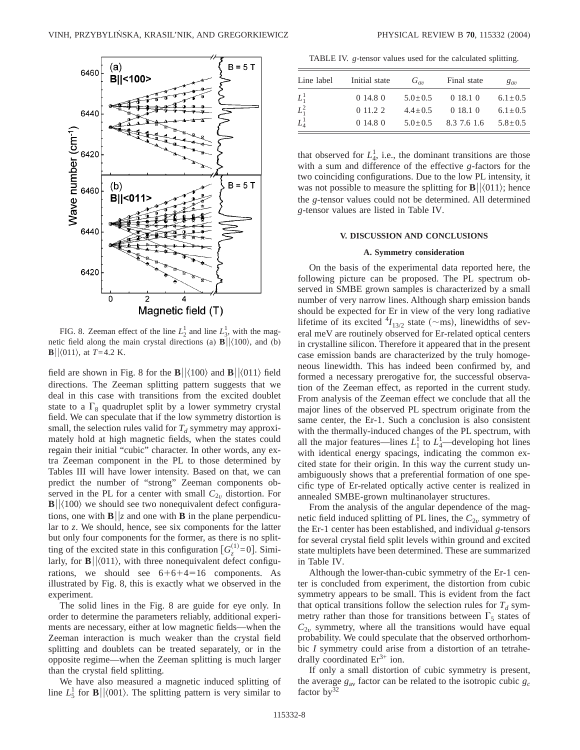FIG. 8. Zeeman effect of the line $L_2^1$ and line $L_3^1$, with the magnetic field along the main crystal directions (a) $\mathbf{B}||\langle 100\rangle$, and (b) $\mathbf{B}||\langle 011\rangle$, at $T=4.2$ K.

field are shown in Fig. 8 for the $\mathbf{B}||\langle 100\rangle$ and $\mathbf{B}||\langle 011\rangle$ field directions. The Zeeman splitting pattern suggests that we deal in this case with transitions from the excited doublet state to a $\Gamma_8$ quadruplet split by a lower symmetry crystal field. We can speculate that if the low symmetry distortion is small, the selection rules valid for $T_d$ symmetry may approximately hold at high magnetic fields, when the states could regain their initial "cubic" character. In other words, any extra Zeeman component in the PL to those determined by Tables III will have lower intensity. Based on that, we can predict the number of "strong" Zeeman components observed in the PL for a center with small $C_{2v}$ distortion. For $\mathbf{B}||\langle 100\rangle$ we should see two nonequivalent defect configurations, one with $\mathbf{B}||z$ and one with $\mathbf{B}$ in the plane perpendicular to $z$. We should, hence, see six components for the latter but only four components for the former, as there is no splitting of the excited state in this configuration $[G_z^{(1)}=0]$. Similarly, for $\mathbf{B}||\langle 011\rangle$, with three nonequivalent defect configurations, we should see $6+6+4=16$ components. As illustrated by Fig. 8, this is exactly what we observed in the experiment.

The solid lines in the Fig. 8 are guide for eye only. In order to determine the parameters reliably, additional experiments are necessary, either at low magnetic fields—when the Zeeman interaction is much weaker than the crystal field splitting and doublets can be treated separately, or in the opposite regime—when the Zeeman splitting is much larger than the crystal field splitting.

We have also measured a magnetic induced splitting of line $L_5^1$ for $\mathbf{B}||\langle 001\rangle$. The splitting pattern is very similar to that observed for $L_4^1$, i.e., the dominant transitions are those with a sum and difference of the effective $g$-factors for the two coinciding configurations. Due to the low PL intensity, it was not possible to measure the splitting for $\mathbf{B}||\langle 011\rangle$; hence the $g$-tensor values could not be determined. All determined $g$-tensor values are listed in Table IV.

TABLE IV. $g$-tensor values used for the calculated splitting.

| Line label | Initial state | $G_{av}$ | Final state | $g_{av}$ |
|---|---|---|---|---|
| $L_1^1$ | 0 14.8 0 | $5.0\pm0.5$ | 0 18.1 0 | $6.1\pm0.5$ |
| $L_1^2$ | 0 11.2 2 | $4.4\pm0.5$ | 0 18.1 0 | $6.1\pm0.5$ |
| $L_4^1$ | 0 14.8 0 | $5.0\pm0.5$ | 8.3 7.6 1.6 | $5.8\pm0.5$ |

## V. DISCUSSION AND CONCLUSIONS

### A. Symmetry consideration

On the basis of the experimental data reported here, the following picture can be proposed. The PL spectrum observed in SMBE grown samples is characterized by a small number of very narrow lines. Although sharp emission bands should be expected for Er in view of the very long radiative lifetime of its excited $^4I_{13/2}$ state (~ms), linewidths of several meV are routinely observed for Er-related optical centers in crystalline silicon. Therefore it appeared that in the present case emission bands are characterized by the truly homogeneous linewidth. This has indeed been confirmed by, and formed a necessary prerogative for, the successful observation of the Zeeman effect, as reported in the current study. From analysis of the Zeeman effect we conclude that all the major lines of the observed PL spectrum originate from the same center, the Er-1. Such a conclusion is also consistent with the thermally-induced changes of the PL spectrum, with all the major features—lines $L_1^1$ to $L_4^1$—developing hot lines with identical energy spacings, indicating the common excited state for their origin. In this way the current study unambiguously shows that a preferential formation of one specific type of Er-related optically active center is realized in annealed SMBE-grown multinanolayer structures.

From the analysis of the angular dependence of the magnetic field induced splitting of PL lines, the $C_{2v}$ symmetry of the Er-1 center has been established, and individual $g$-tensors for several crystal field split levels within ground and excited state multiplets have been determined. These are summarized in Table IV.

Although the lower-than-cubic symmetry of the Er-1 center is concluded from experiment, the distortion from cubic symmetry appears to be small. This is evident from the fact that optical transitions follow the selection rules for $T_d$ symmetry rather than those for transitions between $\Gamma_5$ states of $C_{2v}$ symmetry, where all the transitions would have equal probability. We could speculate that the observed orthorhombic $I$ symmetry could arise from a distortion of an tetrahedrally coordinated $Er^{3+}$ ion.

If only a small distortion of cubic symmetry is present, the average $g_{av}$ factor can be related to the isotropic cubic $g_c$ factor by[32]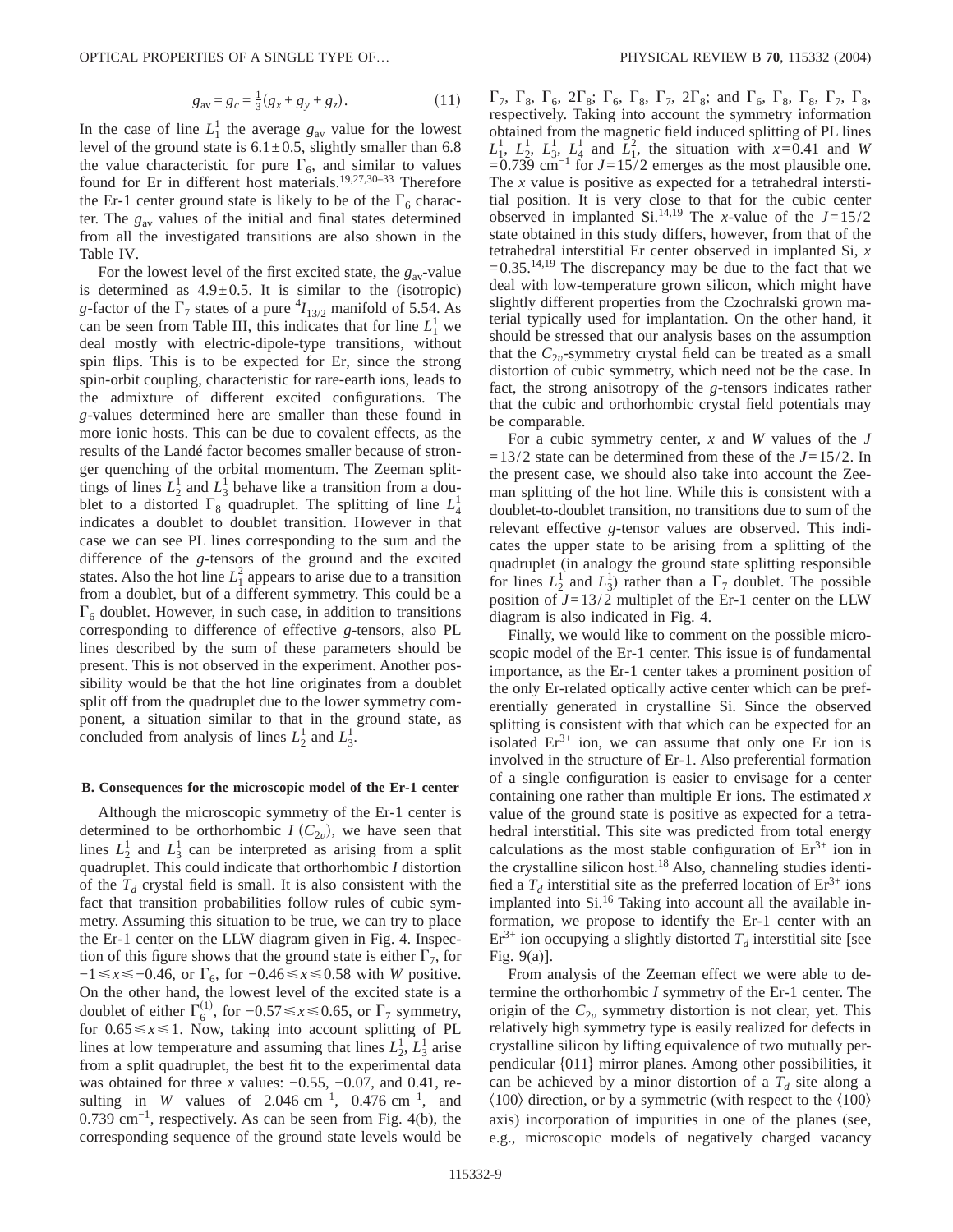$$g_{av} = g_c = \frac{1}{3}(g_x + g_y + g_z). \tag{11}$$

In the case of line $L_1^1$ the average $g_{av}$ value for the lowest level of the ground state is $6.1 \pm 0.5$, slightly smaller than 6.8 the value characteristic for pure $\Gamma_6$, and similar to values found for Er in different host materials.[19,27,30–33] Therefore the Er-1 center ground state is likely to be of the $\Gamma_6$ character. The $g_{av}$ values of the initial and final states determined from all the investigated transitions are also shown in the Table IV.

For the lowest level of the first excited state, the $g_{av}$-value is determined as $4.9 \pm 0.5$. It is similar to the (isotropic) $g$-factor of the $\Gamma_7$ states of a pure ${}^4I_{13/2}$ manifold of 5.54. As can be seen from Table III, this indicates that for line $L_1^1$ we deal mostly with electric-dipole-type transitions, without spin flips. This is to be expected for Er, since the strong spin-orbit coupling, characteristic for rare-earth ions, leads to the admixture of different excited configurations. The $g$-values determined here are smaller than these found in more ionic hosts. This can be due to covalent effects, as the results of the Landé factor becomes smaller because of stronger quenching of the orbital momentum. The Zeeman splittings of lines $L_2^1$ and $L_3^1$ behave like a transition from a doublet to a distorted $\Gamma_8$ quadruplet. The splitting of line $L_4^1$ indicates a doublet to doublet transition. However in that case we can see PL lines corresponding to the sum and the difference of the $g$-tensors of the ground and the excited states. Also the hot line $L_1^2$ appears to arise due to a transition from a doublet, but of a different symmetry. This could be a $\Gamma_6$ doublet. However, in such case, in addition to transitions corresponding to difference of effective $g$-tensors, also PL lines described by the sum of these parameters should be present. This is not observed in the experiment. Another possibility would be that the hot line originates from a doublet split off from the quadruplet due to the lower symmetry component, a situation similar to that in the ground state, as concluded from analysis of lines $L_2^1$ and $L_3^1$.

### B. Consequences for the microscopic model of the Er-1 center

Although the microscopic symmetry of the Er-1 center is determined to be orthorhombic $I$ ($C_{2v}$), we have seen that lines $L_2^1$ and $L_3^1$ can be interpreted as arising from a split quadruplet. This could indicate that orthorhombic $I$ distortion of the $T_d$ crystal field is small. It is also consistent with the fact that transition probabilities follow rules of cubic symmetry. Assuming this situation to be true, we can try to place the Er-1 center on the LLW diagram given in Fig. 4. Inspection of this figure shows that the ground state is either $\Gamma_7$, for $-1 \leq x \leq -0.46$, or $\Gamma_6$, for $-0.46 \leq x \leq 0.58$ with $W$ positive. On the other hand, the lowest level of the excited state is a doublet of either $\Gamma_6^{(1)}$, for $-0.57 \leq x \leq 0.65$, or $\Gamma_7$ symmetry, for $0.65 \leq x \leq 1$. Now, taking into account splitting of PL lines at low temperature and assuming that lines $L_2^1$, $L_3^1$ arise from a split quadruplet, the best fit to the experimental data was obtained for three $x$ values: $-0.55$, $-0.07$, and 0.41, resulting in $W$ values of $2.046\ \text{cm}^{-1}$, $0.476\ \text{cm}^{-1}$, and $0.739\ \text{cm}^{-1}$, respectively. As can be seen from Fig. 4(b), the corresponding sequence of the ground state levels would be $\Gamma_7$, $\Gamma_8$, $\Gamma_6$, $2\Gamma_8$; $\Gamma_6$, $\Gamma_8$, $\Gamma_7$, $2\Gamma_8$; and $\Gamma_6$, $\Gamma_8$, $\Gamma_8$, $\Gamma_7$, $\Gamma_8$, respectively. Taking into account the symmetry information obtained from the magnetic field induced splitting of PL lines $L_1^1$, $L_2^1$, $L_3^1$, $L_4^1$ and $L_1^2$, the situation with $x=0.41$ and $W = 0.739\ \text{cm}^{-1}$ for $J=15/2$ emerges as the most plausible one. The $x$ value is positive as expected for a tetrahedral interstitial position. It is very close to that for the cubic center observed in implanted Si.[14,19] The $x$-value of the $J=15/2$ state obtained in this study differs, however, from that of the tetrahedral interstitial Er center observed in implanted Si, $x = 0.35$.[14,19] The discrepancy may be due to the fact that we deal with low-temperature grown silicon, which might have slightly different properties from the Czochralski grown material typically used for implantation. On the other hand, it should be stressed that our analysis bases on the assumption that the $C_{2v}$-symmetry crystal field can be treated as a small distortion of cubic symmetry, which need not be the case. In fact, the strong anisotropy of the $g$-tensors indicates rather that the cubic and orthorhombic crystal field potentials may be comparable.

For a cubic symmetry center, $x$ and $W$ values of the $J = 13/2$ state can be determined from these of the $J=15/2$. In the present case, we should also take into account the Zeeman splitting of the hot line. While this is consistent with a doublet-to-doublet transition, no transitions due to sum of the relevant effective $g$-tensor values are observed. This indicates the upper state to be arising from a splitting of the quadruplet (in analogy the ground state splitting responsible for lines $L_2^1$ and $L_3^1$) rather than a $\Gamma_7$ doublet. The possible position of $J=13/2$ multiplet of the Er-1 center on the LLW diagram is also indicated in Fig. 4.

Finally, we would like to comment on the possible microscopic model of the Er-1 center. This issue is of fundamental importance, as the Er-1 center takes a prominent position of the only Er-related optically active center which can be preferentially generated in crystalline Si. Since the observed splitting is consistent with that which can be expected for an isolated $Er^{3+}$ ion, we can assume that only one Er ion is involved in the structure of Er-1. Also preferential formation of a single configuration is easier to envisage for a center containing one rather than multiple Er ions. The estimated $x$ value of the ground state is positive as expected for a tetrahedral interstitial. This site was predicted from total energy calculations as the most stable configuration of $Er^{3+}$ ion in the crystalline silicon host.[18] Also, channeling studies identified a $T_d$ interstitial site as the preferred location of $Er^{3+}$ ions implanted into Si.[16] Taking into account all the available information, we propose to identify the Er-1 center with an $Er^{3+}$ ion occupying a slightly distorted $T_d$ interstitial site [see Fig. 9(a)].

From analysis of the Zeeman effect we were able to determine the orthorhombic $I$ symmetry of the Er-1 center. The origin of the $C_{2v}$ symmetry distortion is not clear, yet. This relatively high symmetry type is easily realized for defects in crystalline silicon by lifting equivalence of two mutually perpendicular {011} mirror planes. Among other possibilities, it can be achieved by a minor distortion of a $T_d$ site along a ⟨100⟩ direction, or by a symmetric (with respect to the ⟨100⟩ axis) incorporation of impurities in one of the planes (see, e.g., microscopic models of negatively charged vacancy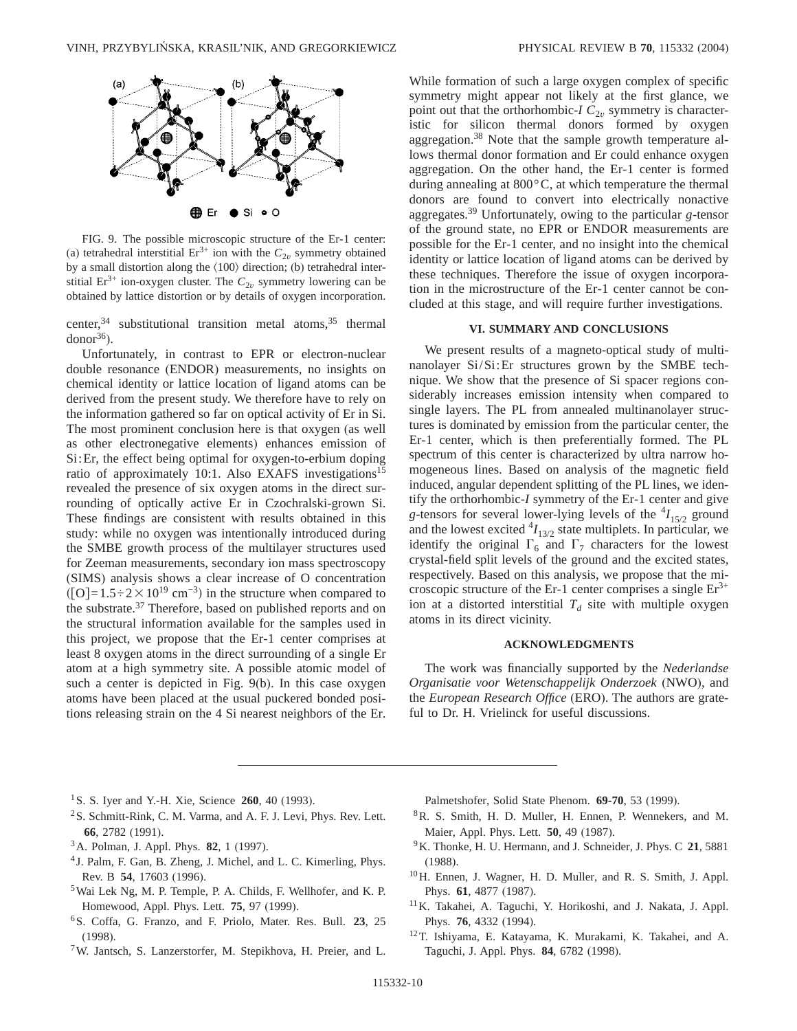FIG. 9. The possible microscopic structure of the Er-1 center: (a) tetrahedral interstitial $Er^{3+}$ ion with the $C_{2v}$ symmetry obtained by a small distortion along the ⟨100⟩ direction; (b) tetrahedral interstitial $Er^{3+}$ ion-oxygen cluster. The $C_{2v}$ symmetry lowering can be obtained by lattice distortion or by details of oxygen incorporation.

center,[34] substitutional transition metal atoms,[35] thermal donor[36]).

Unfortunately, in contrast to EPR or electron-nuclear double resonance (ENDOR) measurements, no insights on chemical identity or lattice location of ligand atoms can be derived from the present study. We therefore have to rely on the information gathered so far on optical activity of Er in Si. The most prominent conclusion here is that oxygen (as well as other electronegative elements) enhances emission of Si:Er, the effect being optimal for oxygen-to-erbium doping ratio of approximately 10:1. Also EXAFS investigations[15] revealed the presence of six oxygen atoms in the direct surrounding of optically active Er in Czochralski-grown Si. These findings are consistent with results obtained in this study: while no oxygen was intentionally introduced during the SMBE growth process of the multilayer structures used for Zeeman measurements, secondary ion mass spectroscopy (SIMS) analysis shows a clear increase of O concentration ($[O]=1.5\div2\times10^{19}$ cm$^{-3}$) in the structure when compared to the substrate.[37] Therefore, based on published reports and on the structural information available for the samples used in this project, we propose that the Er-1 center comprises at least 8 oxygen atoms in the direct surrounding of a single Er atom at a high symmetry site. A possible atomic model of such a center is depicted in Fig. 9(b). In this case oxygen atoms have been placed at the usual puckered bonded positions releasing strain on the 4 Si nearest neighbors of the Er. While formation of such a large oxygen complex of specific symmetry might appear not likely at the first glance, we point out that the orthorhombic-*I* $C_{2v}$ symmetry is characteristic for silicon thermal donors formed by oxygen aggregation.[38] Note that the sample growth temperature allows thermal donor formation and Er could enhance oxygen aggregation. On the other hand, the Er-1 center is formed during annealing at 800 °C, at which temperature the thermal donors are found to convert into electrically nonactive aggregates.[39] Unfortunately, owing to the particular *g*-tensor of the ground state, no EPR or ENDOR measurements are possible for the Er-1 center, and no insight into the chemical identity or lattice location of ligand atoms can be derived by these techniques. Therefore the issue of oxygen incorporation in the microstructure of the Er-1 center cannot be concluded at this stage, and will require further investigations.

## VI. SUMMARY AND CONCLUSIONS

We present results of a magneto-optical study of multinanolayer Si/Si:Er structures grown by the SMBE technique. We show that the presence of Si spacer regions considerably increases emission intensity when compared to single layers. The PL from annealed multinanolayer structures is dominated by emission from the particular center, the Er-1 center, which is then preferentially formed. The PL spectrum of this center is characterized by ultra narrow homogeneous lines. Based on analysis of the magnetic field induced, angular dependent splitting of the PL lines, we identify the orthorhombic-*I* symmetry of the Er-1 center and give *g*-tensors for several lower-lying levels of the $^4I_{15/2}$ ground and the lowest excited $^4I_{13/2}$ state multiplets. In particular, we identify the original $\Gamma_6$ and $\Gamma_7$ characters for the lowest crystal-field split levels of the ground and the excited states, respectively. Based on this analysis, we propose that the microscopic structure of the Er-1 center comprises a single $Er^{3+}$ ion at a distorted interstitial $T_d$ site with multiple oxygen atoms in its direct vicinity.

## ACKNOWLEDGMENTS

The work was financially supported by the *Nederlandse Organisatie voor Wetenschappelijk Onderzoek* (NWO), and the *European Research Office* (ERO). The authors are grateful to Dr. H. Vrielinck for useful discussions.

---

[1] S. S. Iyer and Y.-H. Xie, Science **260**, 40 (1993).
[2] S. Schmitt-Rink, C. M. Varma, and A. F. J. Levi, Phys. Rev. Lett. **66**, 2782 (1991).
[3] A. Polman, J. Appl. Phys. **82**, 1 (1997).
[4] J. Palm, F. Gan, B. Zheng, J. Michel, and L. C. Kimerling, Phys. Rev. B **54**, 17603 (1996).
[5] Wai Lek Ng, M. P. Temple, P. A. Childs, F. Wellhofer, and K. P. Homewood, Appl. Phys. Lett. **75**, 97 (1999).
[6] S. Coffa, G. Franzo, and F. Priolo, Mater. Res. Bull. **23**, 25 (1998).
[7] W. Jantsch, S. Lanzerstorfer, M. Stepikhova, H. Preier, and L. Palmetshofer, Solid State Phenom. **69-70**, 53 (1999).
[8] R. S. Smith, H. D. Muller, H. Ennen, P. Wennekers, and M. Maier, Appl. Phys. Lett. **50**, 49 (1987).
[9] K. Thonke, H. U. Hermann, and J. Schneider, J. Phys. C **21**, 5881 (1988).
[10] H. Ennen, J. Wagner, H. D. Muller, and R. S. Smith, J. Appl. Phys. **61**, 4877 (1987).
[11] K. Takahei, A. Taguchi, Y. Horikoshi, and J. Nakata, J. Appl. Phys. **76**, 4332 (1994).
[12] T. Ishiyama, E. Katayama, K. Murakami, K. Takahei, and A. Taguchi, J. Appl. Phys. **84**, 6782 (1998).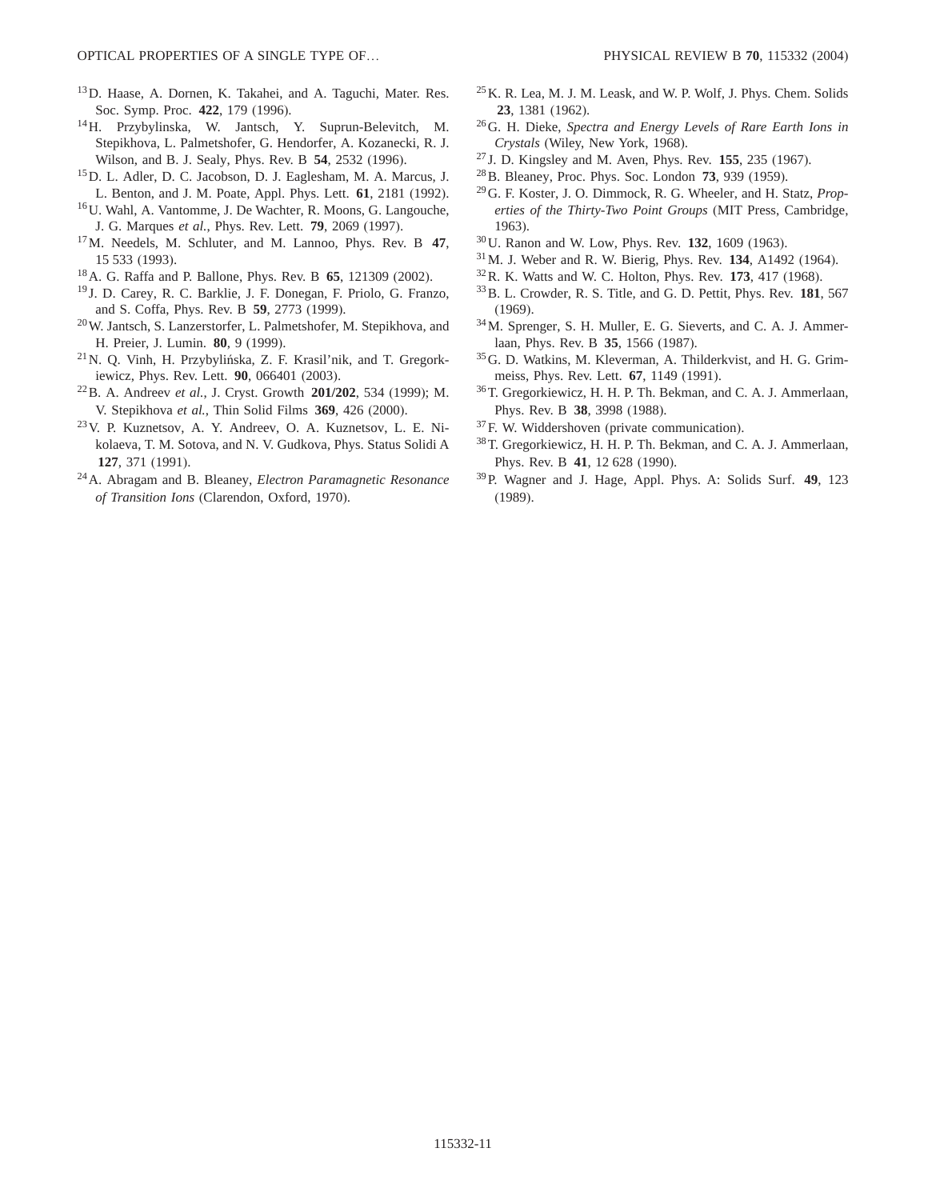[13] D. Haase, A. Dornen, K. Takahei, and A. Taguchi, Mater. Res. Soc. Symp. Proc. **422**, 179 (1996).

[14] H. Przybylinska, W. Jantsch, Y. Suprun-Belevitch, M. Stepikhova, L. Palmetshofer, G. Hendorfer, A. Kozanecki, R. J. Wilson, and B. J. Sealy, Phys. Rev. B **54**, 2532 (1996).

[15] D. L. Adler, D. C. Jacobson, D. J. Eaglesham, M. A. Marcus, J. L. Benton, and J. M. Poate, Appl. Phys. Lett. **61**, 2181 (1992).

[16] U. Wahl, A. Vantomme, J. De Wachter, R. Moons, G. Langouche, J. G. Marques *et al.*, Phys. Rev. Lett. **79**, 2069 (1997).

[17] M. Needels, M. Schluter, and M. Lannoo, Phys. Rev. B **47**, 15 533 (1993).

[18] A. G. Raffa and P. Ballone, Phys. Rev. B **65**, 121309 (2002).

[19] J. D. Carey, R. C. Barklie, J. F. Donegan, F. Priolo, G. Franzo, and S. Coffa, Phys. Rev. B **59**, 2773 (1999).

[20] W. Jantsch, S. Lanzerstorfer, L. Palmetshofer, M. Stepikhova, and H. Preier, J. Lumin. **80**, 9 (1999).

[21] N. Q. Vinh, H. Przybylińska, Z. F. Krasil'nik, and T. Gregorkiewicz, Phys. Rev. Lett. **90**, 066401 (2003).

[22] B. A. Andreev *et al.*, J. Cryst. Growth **201/202**, 534 (1999); M. V. Stepikhova *et al.*, Thin Solid Films **369**, 426 (2000).

[23] V. P. Kuznetsov, A. Y. Andreev, O. A. Kuznetsov, L. E. Nikolaeva, T. M. Sotova, and N. V. Gudkova, Phys. Status Solidi A **127**, 371 (1991).

[24] A. Abragam and B. Bleaney, *Electron Paramagnetic Resonance of Transition Ions* (Clarendon, Oxford, 1970).

[25] K. R. Lea, M. J. M. Leask, and W. P. Wolf, J. Phys. Chem. Solids **23**, 1381 (1962).

[26] G. H. Dieke, *Spectra and Energy Levels of Rare Earth Ions in Crystals* (Wiley, New York, 1968).

[27] J. D. Kingsley and M. Aven, Phys. Rev. **155**, 235 (1967).

[28] B. Bleaney, Proc. Phys. Soc. London **73**, 939 (1959).

[29] G. F. Koster, J. O. Dimmock, R. G. Wheeler, and H. Statz, *Properties of the Thirty-Two Point Groups* (MIT Press, Cambridge, 1963).

[30] U. Ranon and W. Low, Phys. Rev. **132**, 1609 (1963).

[31] M. J. Weber and R. W. Bierig, Phys. Rev. **134**, A1492 (1964).

[32] R. K. Watts and W. C. Holton, Phys. Rev. **173**, 417 (1968).

[33] B. L. Crowder, R. S. Title, and G. D. Pettit, Phys. Rev. **181**, 567 (1969).

[34] M. Sprenger, S. H. Muller, E. G. Sieverts, and C. A. J. Ammerlaan, Phys. Rev. B **35**, 1566 (1987).

[35] G. D. Watkins, M. Kleverman, A. Thilderkvist, and H. G. Grimmeiss, Phys. Rev. Lett. **67**, 1149 (1991).

[36] T. Gregorkiewicz, H. H. P. Th. Bekman, and C. A. J. Ammerlaan, Phys. Rev. B **38**, 3998 (1988).

[37] F. W. Widdershoven (private communication).

[38] T. Gregorkiewicz, H. H. P. Th. Bekman, and C. A. J. Ammerlaan, Phys. Rev. B **41**, 12 628 (1990).

[39] P. Wagner and J. Hage, Appl. Phys. A: Solids Surf. **49**, 123 (1989).